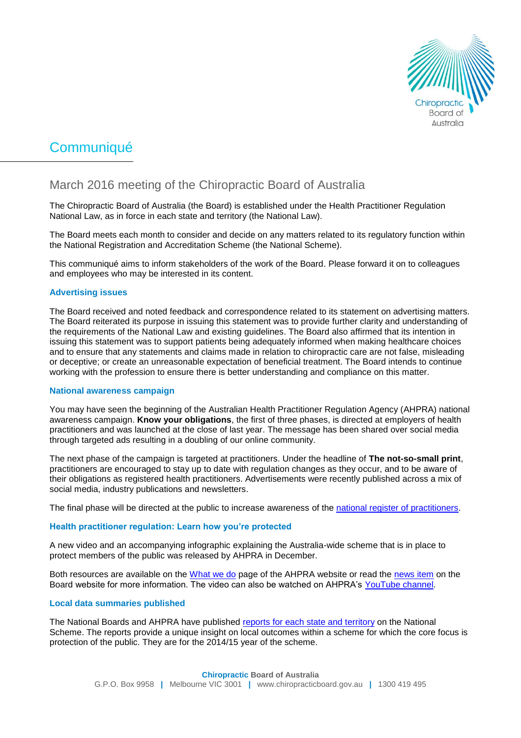# Communiqué

## March 2016 meeting of the Chiropractic Board of Australia

The Chiropractic Board of Australia (the Board) is established under the Health Practitioner Regulation National Law, as in force in each state and territory (the National Law).

The Board meets each month to consider and decide on any matters related to its regulatory function within the National Registration and Accreditation Scheme (the National Scheme).

This communiqué aims to inform stakeholders of the work of the Board. Please forward it on to colleagues and employees who may be interested in its content.

### Advertising issues

The Board received and noted feedback and correspondence related to its statement on advertising matters. The Board reiterated its purpose in issuing this statement was to provide further clarity and understanding of the requirements of the National Law and existing guidelines. The Board also affirmed that its intention in issuing this statement was to support patients being adequately informed when making healthcare choices and to ensure that any statements and claims made in relation to chiropractic care are not false, misleading or deceptive; or create an unreasonable expectation of beneficial treatment. The Board intends to continue working with the profession to ensure there is better understanding and compliance on this matter.

### National awareness campaign

You may have seen the beginning of the Australian Health Practitioner Regulation Agency (AHPRA) national awareness campaign. **Know your obligations**, the first of three phases, is directed at employers of health practitioners and was launched at the close of last year. The message has been shared over social media through targeted ads resulting in a doubling of our online community.

The next phase of the campaign is targeted at practitioners. Under the headline of **The not-so-small print**, practitioners are encouraged to stay up to date with regulation changes as they occur, and to be aware of their obligations as registered health practitioners. Advertisements were recently published across a mix of social media, industry publications and newsletters.

The final phase will be directed at the public to increase awareness of the national register of practitioners.

### Health practitioner regulation: Learn how you're protected

A new video and an accompanying infographic explaining the Australia-wide scheme that is in place to protect members of the public was released by AHPRA in December.

Both resources are available on the What we do page of the AHPRA website or read the news item on the Board website for more information. The video can also be watched on AHPRA's YouTube channel.

### Local data summaries published

The National Boards and AHPRA have published reports for each state and territory on the National Scheme. The reports provide a unique insight on local outcomes within a scheme for which the core focus is protection of the public. They are for the 2014/15 year of the scheme.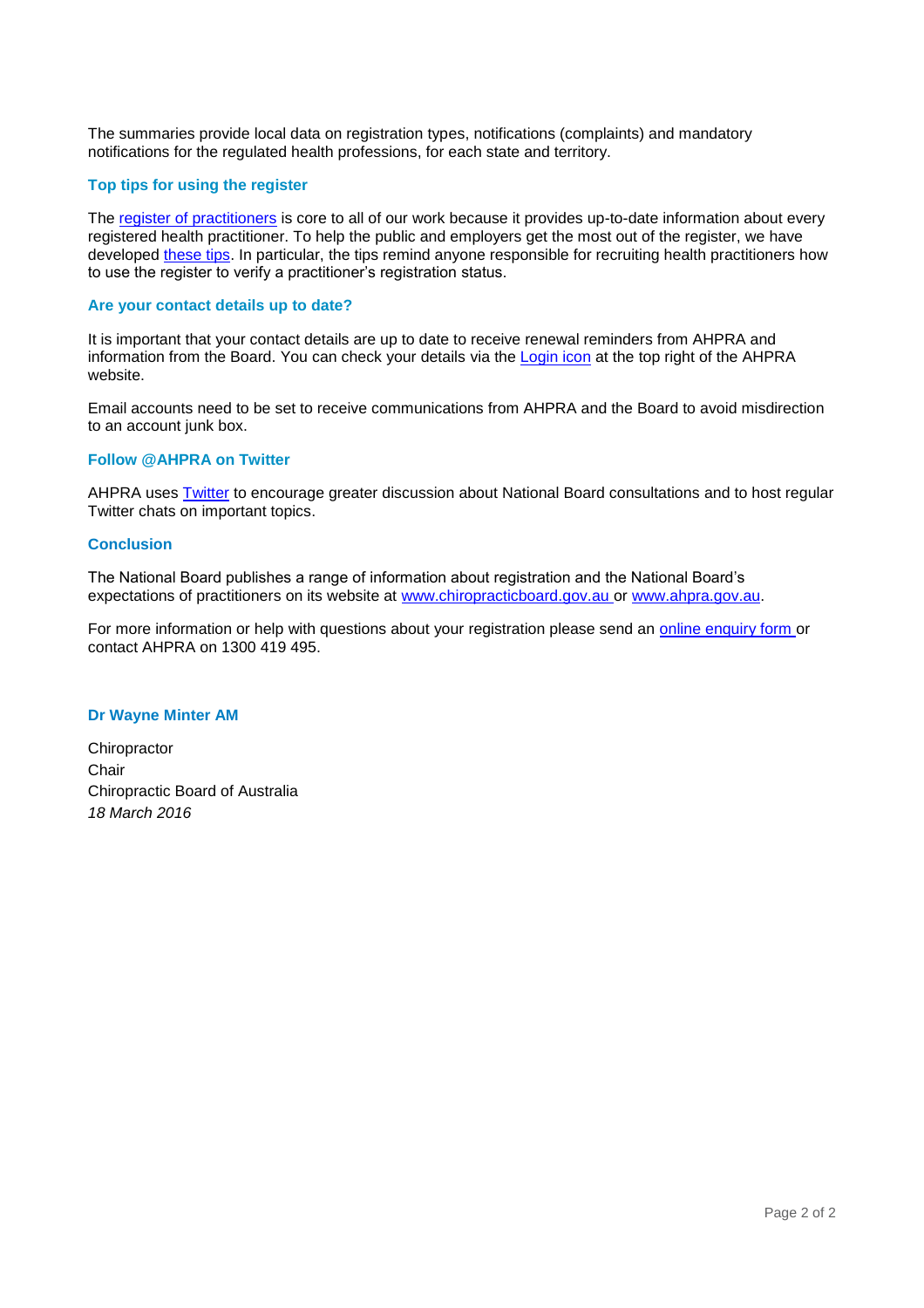The summaries provide local data on registration types, notifications (complaints) and mandatory notifications for the regulated health professions, for each state and territory.

### Top tips for using the register

The register of practitioners is core to all of our work because it provides up-to-date information about every registered health practitioner. To help the public and employers get the most out of the register, we have developed these tips. In particular, the tips remind anyone responsible for recruiting health practitioners how to use the register to verify a practitioner's registration status.

### Are your contact details up to date?

It is important that your contact details are up to date to receive renewal reminders from AHPRA and information from the Board. You can check your details via the Login icon at the top right of the AHPRA website.

Email accounts need to be set to receive communications from AHPRA and the Board to avoid misdirection to an account junk box.

### Follow @AHPRA on Twitter

AHPRA uses Twitter to encourage greater discussion about National Board consultations and to host regular Twitter chats on important topics.

### Conclusion

The National Board publishes a range of information about registration and the National Board's expectations of practitioners on its website at www.chiropracticboard.gov.au or www.ahpra.gov.au.

For more information or help with questions about your registration please send an online enquiry form or contact AHPRA on 1300 419 495.

**Dr Wayne Minter AM**

Chiropractor
Chair
Chiropractic Board of Australia
*18 March 2016*